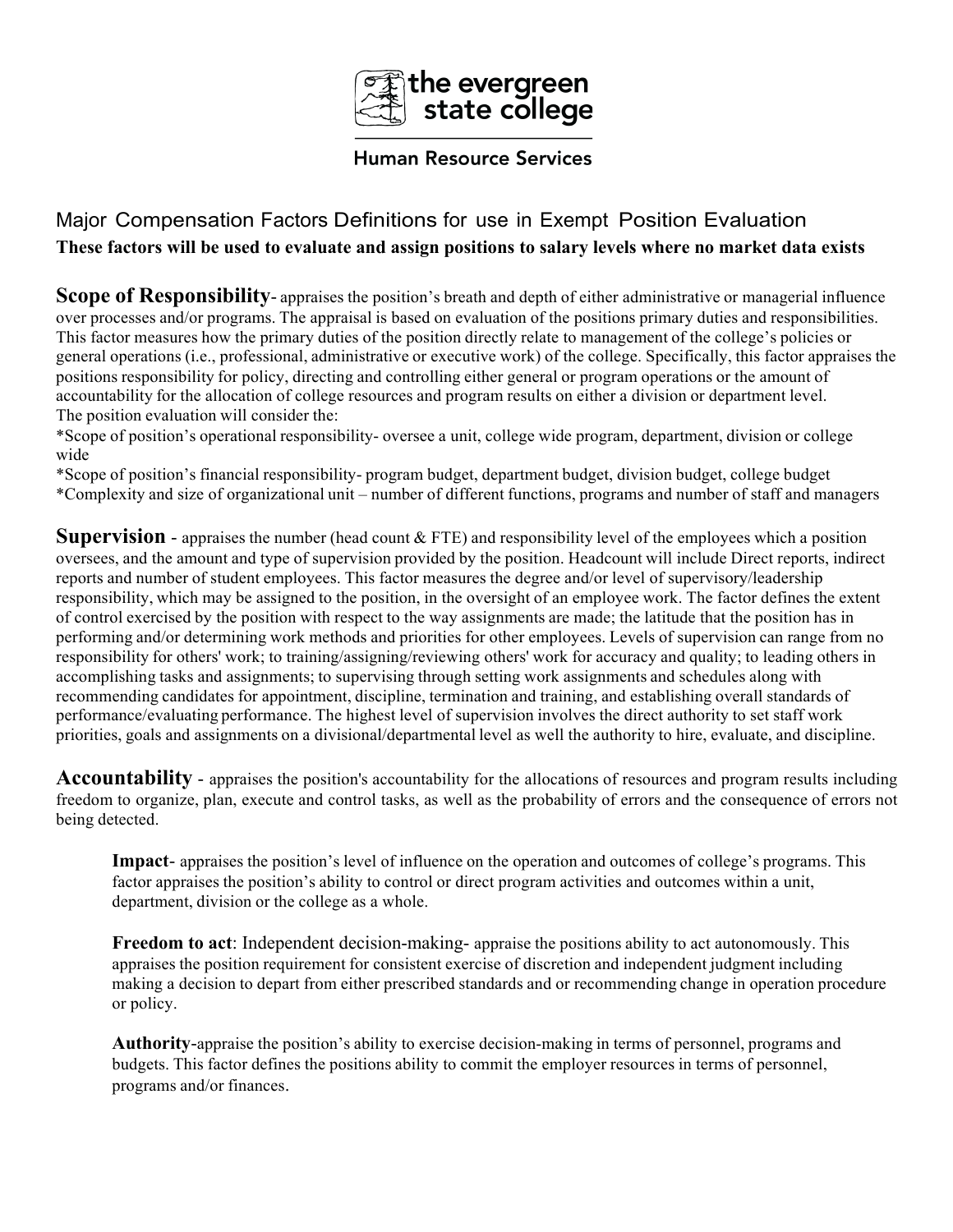the evergreen state college

Human Resource Services

## Major Compensation Factors Definitions for use in Exempt Position Evaluation

**These factors will be used to evaluate and assign positions to salary levels where no market data exists**

**Scope of Responsibility**- appraises the position's breath and depth of either administrative or managerial influence over processes and/or programs. The appraisal is based on evaluation of the positions primary duties and responsibilities. This factor measures how the primary duties of the position directly relate to management of the college's policies or general operations (i.e., professional, administrative or executive work) of the college. Specifically, this factor appraises the positions responsibility for policy, directing and controlling either general or program operations or the amount of accountability for the allocation of college resources and program results on either a division or department level.
The position evaluation will consider the:
*Scope of position's operational responsibility- oversee a unit, college wide program, department, division or college wide
*Scope of position's financial responsibility- program budget, department budget, division budget, college budget
*Complexity and size of organizational unit – number of different functions, programs and number of staff and managers

**Supervision** - appraises the number (head count & FTE) and responsibility level of the employees which a position oversees, and the amount and type of supervision provided by the position. Headcount will include Direct reports, indirect reports and number of student employees. This factor measures the degree and/or level of supervisory/leadership responsibility, which may be assigned to the position, in the oversight of an employee work. The factor defines the extent of control exercised by the position with respect to the way assignments are made; the latitude that the position has in performing and/or determining work methods and priorities for other employees. Levels of supervision can range from no responsibility for others' work; to training/assigning/reviewing others' work for accuracy and quality; to leading others in accomplishing tasks and assignments; to supervising through setting work assignments and schedules along with recommending candidates for appointment, discipline, termination and training, and establishing overall standards of performance/evaluating performance. The highest level of supervision involves the direct authority to set staff work priorities, goals and assignments on a divisional/departmental level as well the authority to hire, evaluate, and discipline.

**Accountability** - appraises the position's accountability for the allocations of resources and program results including freedom to organize, plan, execute and control tasks, as well as the probability of errors and the consequence of errors not being detected.

> **Impact**- appraises the position's level of influence on the operation and outcomes of college's programs. This factor appraises the position's ability to control or direct program activities and outcomes within a unit, department, division or the college as a whole.
>
> **Freedom to act**: Independent decision-making- appraise the positions ability to act autonomously. This appraises the position requirement for consistent exercise of discretion and independent judgment including making a decision to depart from either prescribed standards and or recommending change in operation procedure or policy.
>
> **Authority**-appraise the position's ability to exercise decision-making in terms of personnel, programs and budgets. This factor defines the positions ability to commit the employer resources in terms of personnel, programs and/or finances.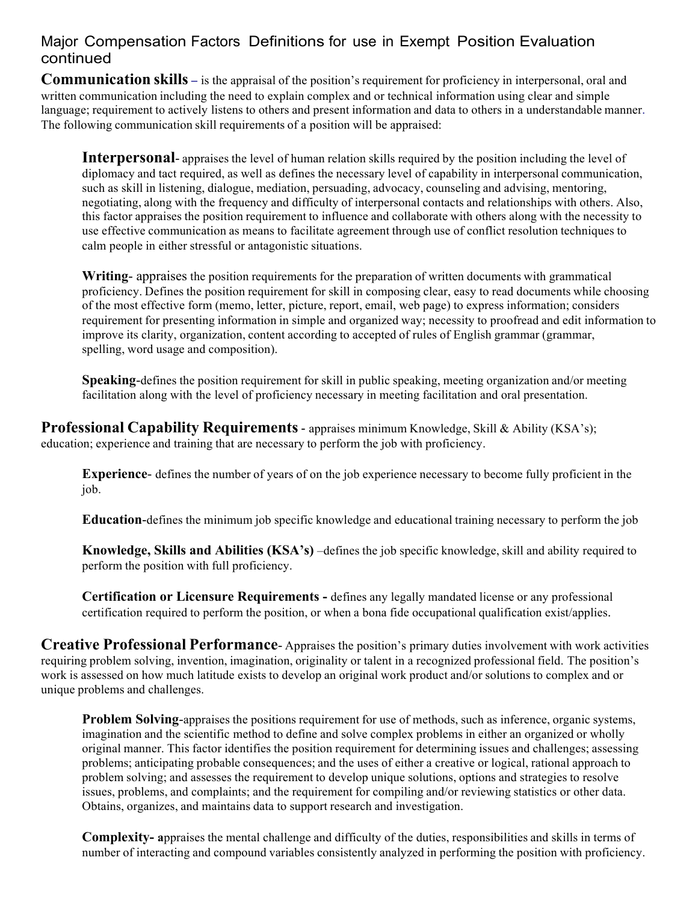## Major Compensation Factors Definitions for use in Exempt Position Evaluation continued

**Communication skills** – is the appraisal of the position's requirement for proficiency in interpersonal, oral and written communication including the need to explain complex and or technical information using clear and simple language; requirement to actively listens to others and present information and data to others in a understandable manner. The following communication skill requirements of a position will be appraised:

**Interpersonal**- appraises the level of human relation skills required by the position including the level of diplomacy and tact required, as well as defines the necessary level of capability in interpersonal communication, such as skill in listening, dialogue, mediation, persuading, advocacy, counseling and advising, mentoring, negotiating, along with the frequency and difficulty of interpersonal contacts and relationships with others. Also, this factor appraises the position requirement to influence and collaborate with others along with the necessity to use effective communication as means to facilitate agreement through use of conflict resolution techniques to calm people in either stressful or antagonistic situations.

**Writing**- appraises the position requirements for the preparation of written documents with grammatical proficiency. Defines the position requirement for skill in composing clear, easy to read documents while choosing of the most effective form (memo, letter, picture, report, email, web page) to express information; considers requirement for presenting information in simple and organized way; necessity to proofread and edit information to improve its clarity, organization, content according to accepted of rules of English grammar (grammar, spelling, word usage and composition).

**Speaking**-defines the position requirement for skill in public speaking, meeting organization and/or meeting facilitation along with the level of proficiency necessary in meeting facilitation and oral presentation.

**Professional Capability Requirements** - appraises minimum Knowledge, Skill & Ability (KSA's); education; experience and training that are necessary to perform the job with proficiency.

**Experience**- defines the number of years of on the job experience necessary to become fully proficient in the job.

**Education**-defines the minimum job specific knowledge and educational training necessary to perform the job

**Knowledge, Skills and Abilities (KSA's)** –defines the job specific knowledge, skill and ability required to perform the position with full proficiency.

**Certification or Licensure Requirements -** defines any legally mandated license or any professional certification required to perform the position, or when a bona fide occupational qualification exist/applies.

**Creative Professional Performance**- Appraises the position's primary duties involvement with work activities requiring problem solving, invention, imagination, originality or talent in a recognized professional field. The position's work is assessed on how much latitude exists to develop an original work product and/or solutions to complex and or unique problems and challenges.

**Problem Solving**-appraises the positions requirement for use of methods, such as inference, organic systems, imagination and the scientific method to define and solve complex problems in either an organized or wholly original manner. This factor identifies the position requirement for determining issues and challenges; assessing problems; anticipating probable consequences; and the uses of either a creative or logical, rational approach to problem solving; and assesses the requirement to develop unique solutions, options and strategies to resolve issues, problems, and complaints; and the requirement for compiling and/or reviewing statistics or other data. Obtains, organizes, and maintains data to support research and investigation.

**Complexity- a**ppraises the mental challenge and difficulty of the duties, responsibilities and skills in terms of number of interacting and compound variables consistently analyzed in performing the position with proficiency.